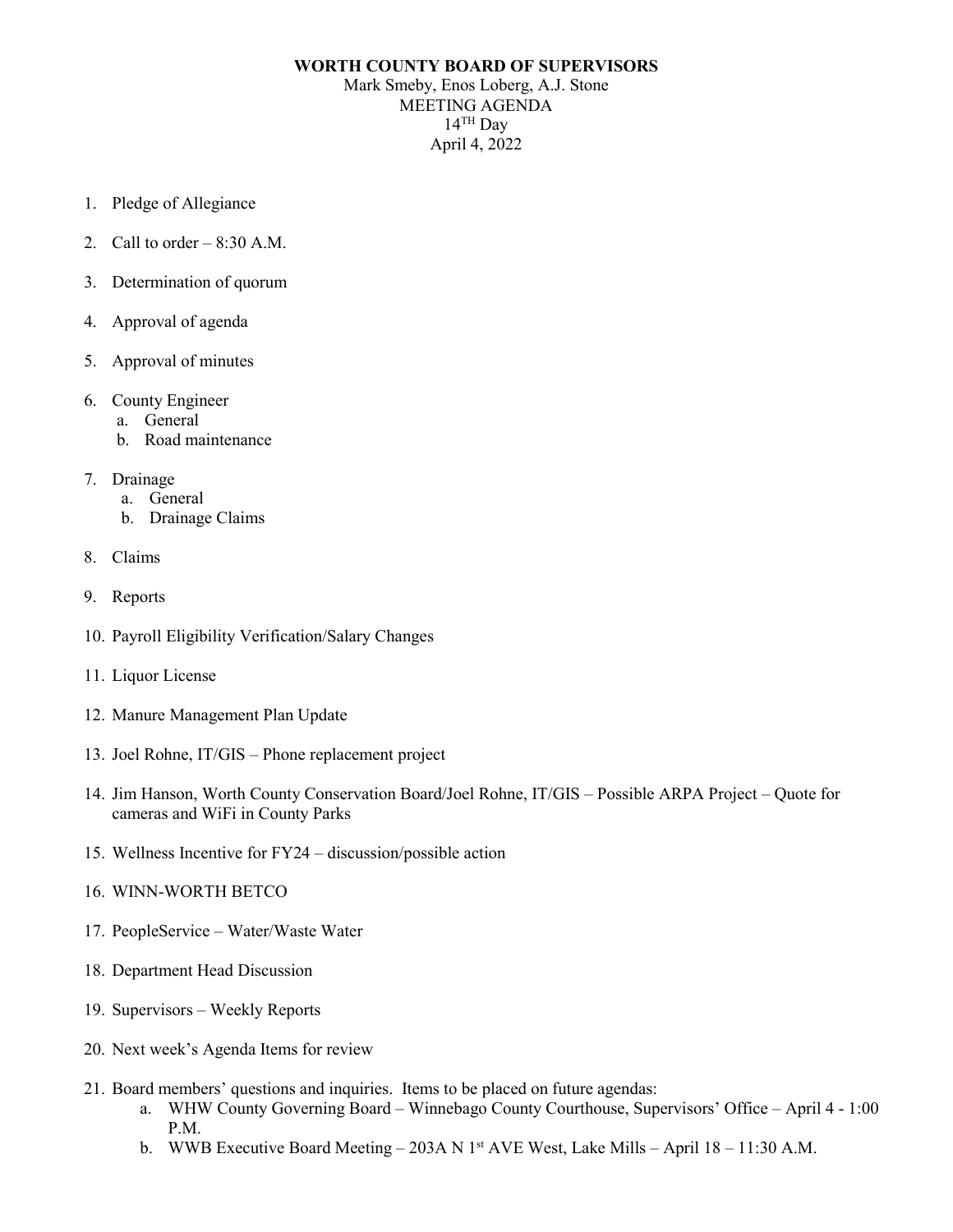**WORTH COUNTY BOARD OF SUPERVISORS**

Mark Smeby, Enos Loberg, A.J. Stone

MEETING AGENDA

14TH Day

April 4, 2022

1. Pledge of Allegiance
2. Call to order – 8:30 A.M.
3. Determination of quorum
4. Approval of agenda
5. Approval of minutes
6. County Engineer
   a. General
   b. Road maintenance
7. Drainage
   a. General
   b. Drainage Claims
8. Claims
9. Reports
10. Payroll Eligibility Verification/Salary Changes
11. Liquor License
12. Manure Management Plan Update
13. Joel Rohne, IT/GIS – Phone replacement project
14. Jim Hanson, Worth County Conservation Board/Joel Rohne, IT/GIS – Possible ARPA Project – Quote for cameras and WiFi in County Parks
15. Wellness Incentive for FY24 – discussion/possible action
16. WINN-WORTH BETCO
17. PeopleService – Water/Waste Water
18. Department Head Discussion
19. Supervisors – Weekly Reports
20. Next week's Agenda Items for review
21. Board members' questions and inquiries. Items to be placed on future agendas:
    a. WHW County Governing Board – Winnebago County Courthouse, Supervisors' Office – April 4 - 1:00 P.M.
    b. WWB Executive Board Meeting – 203A N 1st AVE West, Lake Mills – April 18 – 11:30 A.M.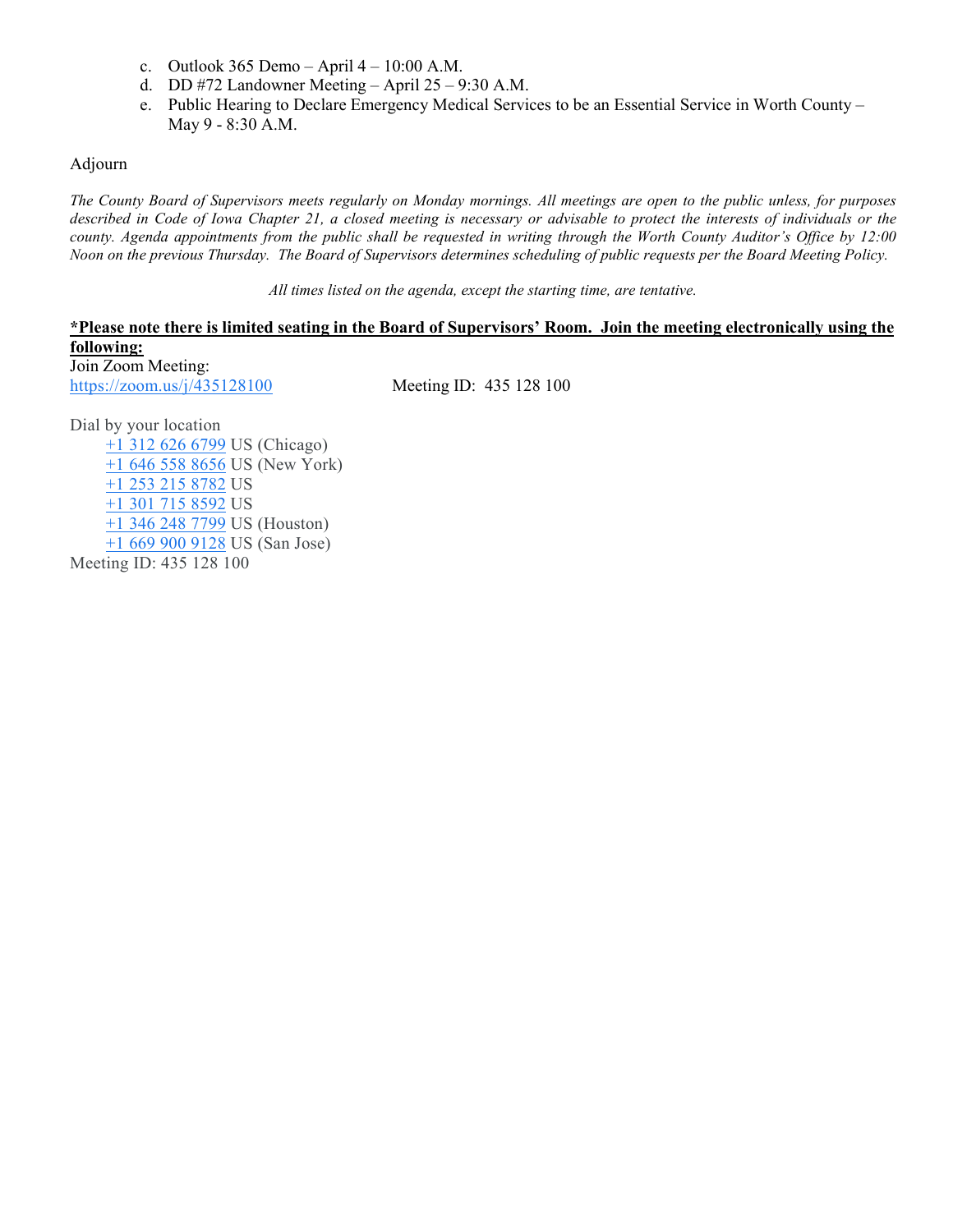c. Outlook 365 Demo – April 4 – 10:00 A.M.
d. DD #72 Landowner Meeting – April 25 – 9:30 A.M.
e. Public Hearing to Declare Emergency Medical Services to be an Essential Service in Worth County – May 9 - 8:30 A.M.

Adjourn

*The County Board of Supervisors meets regularly on Monday mornings. All meetings are open to the public unless, for purposes described in Code of Iowa Chapter 21, a closed meeting is necessary or advisable to protect the interests of individuals or the county. Agenda appointments from the public shall be requested in writing through the Worth County Auditor's Office by 12:00 Noon on the previous Thursday. The Board of Supervisors determines scheduling of public requests per the Board Meeting Policy.*

*All times listed on the agenda, except the starting time, are tentative.*

**\*Please note there is limited seating in the Board of Supervisors' Room. Join the meeting electronically using the following:**

Join Zoom Meeting:
https://zoom.us/j/435128100 Meeting ID: 435 128 100

Dial by your location
+1 312 626 6799 US (Chicago)
+1 646 558 8656 US (New York)
+1 253 215 8782 US
+1 301 715 8592 US
+1 346 248 7799 US (Houston)
+1 669 900 9128 US (San Jose)
Meeting ID: 435 128 100